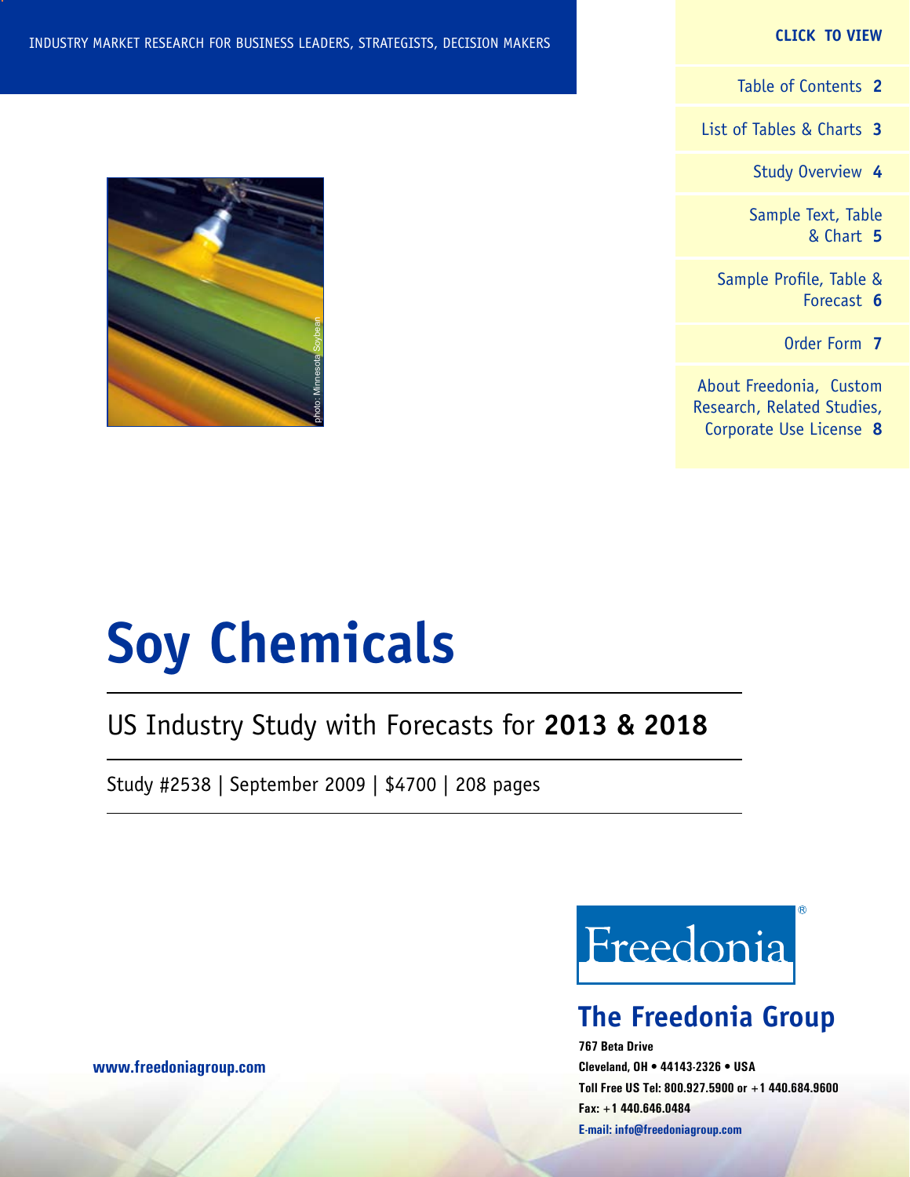INDUSTRY MARKET RESEARCH FOR BUSINESS LEADERS, STRATEGISTS, DECISION MAKERS

**CLICK TO VIEW**

- Table of Contents **2**
- List of Tables & Charts **3**
- Study Overview **4**
- Sample Text, Table & Chart **5**
- Sample Profile, Table & Forecast **6**
- Order Form **7**
- About Freedonia, Custom Research, Related Studies, Corporate Use License **8**

photo: Minnesota Soybean

# Soy Chemicals

## US Industry Study with Forecasts for **2013 & 2018**

Study #2538 | September 2009 | $4700 | 208 pages

Freedonia®

**The Freedonia Group**

**767 Beta Drive**
**Cleveland, OH • 44143-2326 • USA**
**Toll Free US Tel: 800.927.5900 or +1 440.684.9600**
**Fax: +1 440.646.0484**
**E-mail: info@freedoniagroup.com**

**www.freedoniagroup.com**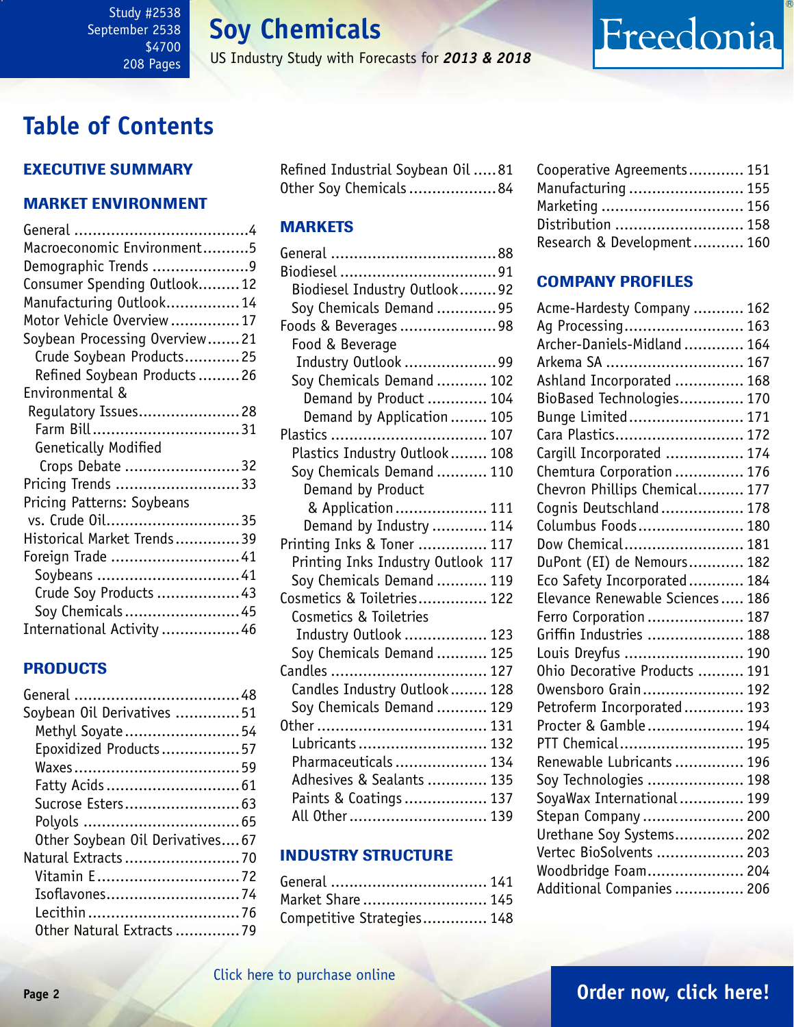Study #2538
September 2538
$4700
208 Pages

# Soy Chemicals

US Industry Study with Forecasts for ***2013 & 2018***

## Table of Contents

### EXECUTIVE SUMMARY

### MARKET ENVIRONMENT

- General ....................................4
- Macroeconomic Environment..........5
- Demographic Trends .....................9
- Consumer Spending Outlook.........12
- Manufacturing Outlook................14
- Motor Vehicle Overview ...............17
- Soybean Processing Overview.......21
  - Crude Soybean Products............25
  - Refined Soybean Products .........26
- Environmental & Regulatory Issues......................28
  - Farm Bill................................31
  - Genetically Modified Crops Debate .........................32
- Pricing Trends ...........................33
- Pricing Patterns: Soybeans vs. Crude Oil.............................35
- Historical Market Trends..............39
- Foreign Trade ............................41
  - Soybeans ...............................41
  - Crude Soy Products ..................43
  - Soy Chemicals .........................45
- International Activity .................46

### PRODUCTS

- General ....................................48
- Soybean Oil Derivatives ..............51
  - Methyl Soyate .........................54
  - Epoxidized Products.................57
  - Waxes....................................59
  - Fatty Acids .............................61
  - Sucrose Esters.........................63
  - Polyols ..................................65
  - Other Soybean Oil Derivatives....67
- Natural Extracts .........................70
  - Vitamin E...............................72
  - Isoflavones.............................74
  - Lecithin .................................76
  - Other Natural Extracts ..............79
- Refined Industrial Soybean Oil .....81
- Other Soy Chemicals ...................84

### MARKETS

- General ....................................88
- Biodiesel ..................................91
  - Biodiesel Industry Outlook........92
  - Soy Chemicals Demand .............95
- Foods & Beverages .....................98
  - Food & Beverage Industry Outlook ....................99
  - Soy Chemicals Demand ........... 102
    - Demand by Product ............. 104
    - Demand by Application ........ 105
- Plastics .................................. 107
  - Plastics Industry Outlook........ 108
  - Soy Chemicals Demand ........... 110
    - Demand by Product & Application.................... 111
    - Demand by Industry ............ 114
- Printing Inks & Toner ............... 117
  - Printing Inks Industry Outlook 117
  - Soy Chemicals Demand ........... 119
- Cosmetics & Toiletries............... 122
  - Cosmetics & Toiletries Industry Outlook ................. 123
  - Soy Chemicals Demand ........... 125
- Candles .................................. 127
  - Candles Industry Outlook........ 128
  - Soy Chemicals Demand ........... 129
- Other ..................................... 131
  - Lubricants ............................ 132
  - Pharmaceuticals .................... 134
  - Adhesives & Sealants ............. 135
  - Paints & Coatings .................. 137
  - All Other .............................. 139

### INDUSTRY STRUCTURE

- General .................................. 141
- Market Share ........................... 145
- Competitive Strategies.............. 148
- Cooperative Agreements............ 151
- Manufacturing ......................... 155
- Marketing ............................... 156
- Distribution ............................ 158
- Research & Development........... 160

### COMPANY PROFILES

- Acme-Hardesty Company ........... 162
- Ag Processing.......................... 163
- Archer-Daniels-Midland ............. 164
- Arkema SA .............................. 167
- Ashland Incorporated ............... 168
- BioBased Technologies.............. 170
- Bunge Limited.......................... 171
- Cara Plastics............................ 172
- Cargill Incorporated ................. 174
- Chemtura Corporation ............... 176
- Chevron Phillips Chemical.......... 177
- Cognis Deutschland .................. 178
- Columbus Foods....................... 180
- Dow Chemical.......................... 181
- DuPont (EI) de Nemours............ 182
- Eco Safety Incorporated............ 184
- Elevance Renewable Sciences..... 186
- Ferro Corporation ..................... 187
- Griffin Industries ..................... 188
- Louis Dreyfus .......................... 190
- Ohio Decorative Products .......... 191
- Owensboro Grain...................... 192
- Petroferm Incorporated............. 193
- Procter & Gamble ..................... 194
- PTT Chemical........................... 195
- Renewable Lubricants ............... 196
- Soy Technologies ..................... 198
- SoyaWax International.............. 199
- Stepan Company ...................... 200
- Urethane Soy Systems............... 202
- Vertec BioSolvents ................... 203
- Woodbridge Foam..................... 204
- Additional Companies ............... 206

Click here to purchase online

**Order now, click here!**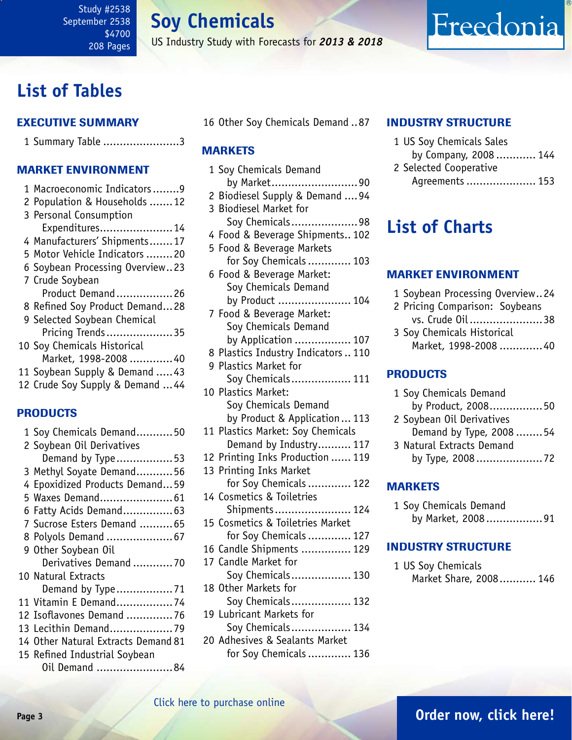# Soy Chemicals

US Industry Study with Forecasts for *2013 & 2018*

Study #2538
September 2538
$4700
208 Pages

## List of Tables

### EXECUTIVE SUMMARY

1 Summary Table .......................3

### MARKET ENVIRONMENT

1 Macroeconomic Indicators ........9
2 Population & Households .......12
3 Personal Consumption Expenditures......................14
4 Manufacturers' Shipments.......17
5 Motor Vehicle Indicators ........20
6 Soybean Processing Overview..23
7 Crude Soybean Product Demand.................26
8 Refined Soy Product Demand...28
9 Selected Soybean Chemical Pricing Trends....................35
10 Soy Chemicals Historical Market, 1998-2008 .............40
11 Soybean Supply & Demand .....43
12 Crude Soy Supply & Demand ...44

### PRODUCTS

1 Soy Chemicals Demand...........50
2 Soybean Oil Derivatives Demand by Type.................53
3 Methyl Soyate Demand...........56
4 Epoxidized Products Demand...59
5 Waxes Demand......................61
6 Fatty Acids Demand...............63
7 Sucrose Esters Demand ..........65
8 Polyols Demand ....................67
9 Other Soybean Oil Derivatives Demand ............70
10 Natural Extracts Demand by Type.................71
11 Vitamin E Demand.................74
12 Isoflavones Demand ..............76
13 Lecithin Demand...................79
14 Other Natural Extracts Demand 81
15 Refined Industrial Soybean Oil Demand .......................84
16 Other Soy Chemicals Demand ..87

### MARKETS

1 Soy Chemicals Demand by Market..........................90
2 Biodiesel Supply & Demand ....94
3 Biodiesel Market for Soy Chemicals....................98
4 Food & Beverage Shipments.. 102
5 Food & Beverage Markets for Soy Chemicals ............. 103
6 Food & Beverage Market: Soy Chemicals Demand by Product ...................... 104
7 Food & Beverage Market: Soy Chemicals Demand by Application ................. 107
8 Plastics Industry Indicators .. 110
9 Plastics Market for Soy Chemicals.................. 111
10 Plastics Market: Soy Chemicals Demand by Product & Application ... 113
11 Plastics Market: Soy Chemicals Demand by Industry.......... 117
12 Printing Inks Production ...... 119
13 Printing Inks Market for Soy Chemicals ............. 122
14 Cosmetics & Toiletries Shipments....................... 124
15 Cosmetics & Toiletries Market for Soy Chemicals ............. 127
16 Candle Shipments ............... 129
17 Candle Market for Soy Chemicals.................. 130
18 Other Markets for Soy Chemicals.................. 132
19 Lubricant Markets for Soy Chemicals.................. 134
20 Adhesives & Sealants Market for Soy Chemicals ............. 136

### INDUSTRY STRUCTURE

1 US Soy Chemicals Sales by Company, 2008 ............ 144
2 Selected Cooperative Agreements ..................... 153

## List of Charts

### MARKET ENVIRONMENT

1 Soybean Processing Overview..24
2 Pricing Comparison: Soybeans vs. Crude Oil......................38
3 Soy Chemicals Historical Market, 1998-2008 .............40

### PRODUCTS

1 Soy Chemicals Demand by Product, 2008................50
2 Soybean Oil Derivatives Demand by Type, 2008 ........54
3 Natural Extracts Demand by Type, 2008 ....................72

### MARKETS

1 Soy Chemicals Demand by Market, 2008 .................91

### INDUSTRY STRUCTURE

1 US Soy Chemicals Market Share, 2008........... 146

Click here to purchase online

**Order now, click here!**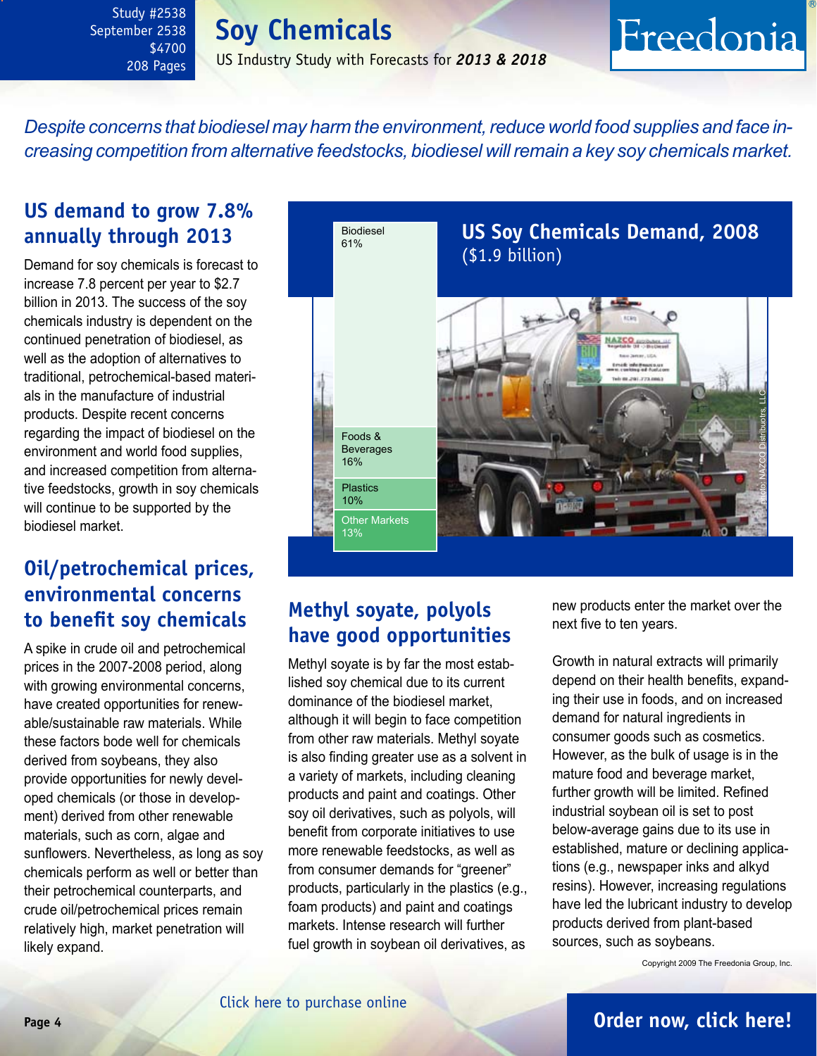# Soy Chemicals

US Industry Study with Forecasts for ***2013 & 2018***

Study #2538
September 2538
$4700
208 Pages

*Despite concerns that biodiesel may harm the environment, reduce world food supplies and face increasing competition from alternative feedstocks, biodiesel will remain a key soy chemicals market.*

## US demand to grow 7.8% annually through 2013

Demand for soy chemicals is forecast to increase 7.8 percent per year to $2.7 billion in 2013. The success of the soy chemicals industry is dependent on the continued penetration of biodiesel, as well as the adoption of alternatives to traditional, petrochemical-based materials in the manufacture of industrial products. Despite recent concerns regarding the impact of biodiesel on the environment and world food supplies, and increased competition from alternative feedstocks, growth in soy chemicals will continue to be supported by the biodiesel market.

## Oil/petrochemical prices, environmental concerns to benefit soy chemicals

A spike in crude oil and petrochemical prices in the 2007-2008 period, along with growing environmental concerns, have created opportunities for renewable/sustainable raw materials. While these factors bode well for chemicals derived from soybeans, they also provide opportunities for newly developed chemicals (or those in development) derived from other renewable materials, such as corn, algae and sunflowers. Nevertheless, as long as soy chemicals perform as well or better than their petrochemical counterparts, and crude oil/petrochemical prices remain relatively high, market penetration will likely expand.

**US Soy Chemicals Demand, 2008**
($1.9 billion)

| Market | Share |
| --- | --- |
| Biodiesel | 61% |
| Foods & Beverages | 16% |
| Plastics | 10% |
| Other Markets | 13% |

Photo: NAZCO Distributors, LLC

## Methyl soyate, polyols have good opportunities

Methyl soyate is by far the most established soy chemical due to its current dominance of the biodiesel market, although it will begin to face competition from other raw materials. Methyl soyate is also finding greater use as a solvent in a variety of markets, including cleaning products and paint and coatings. Other soy oil derivatives, such as polyols, will benefit from corporate initiatives to use more renewable feedstocks, as well as from consumer demands for "greener" products, particularly in the plastics (e.g., foam products) and paint and coatings markets. Intense research will further fuel growth in soybean oil derivatives, as new products enter the market over the next five to ten years.

Growth in natural extracts will primarily depend on their health benefits, expanding their use in foods, and on increased demand for natural ingredients in consumer goods such as cosmetics. However, as the bulk of usage is in the mature food and beverage market, further growth will be limited. Refined industrial soybean oil is set to post below-average gains due to its use in established, mature or declining applications (e.g., newspaper inks and alkyd resins). However, increasing regulations have led the lubricant industry to develop products derived from plant-based sources, such as soybeans.

Copyright 2009 The Freedonia Group, Inc.

Click here to purchase online

**Order now, click here!**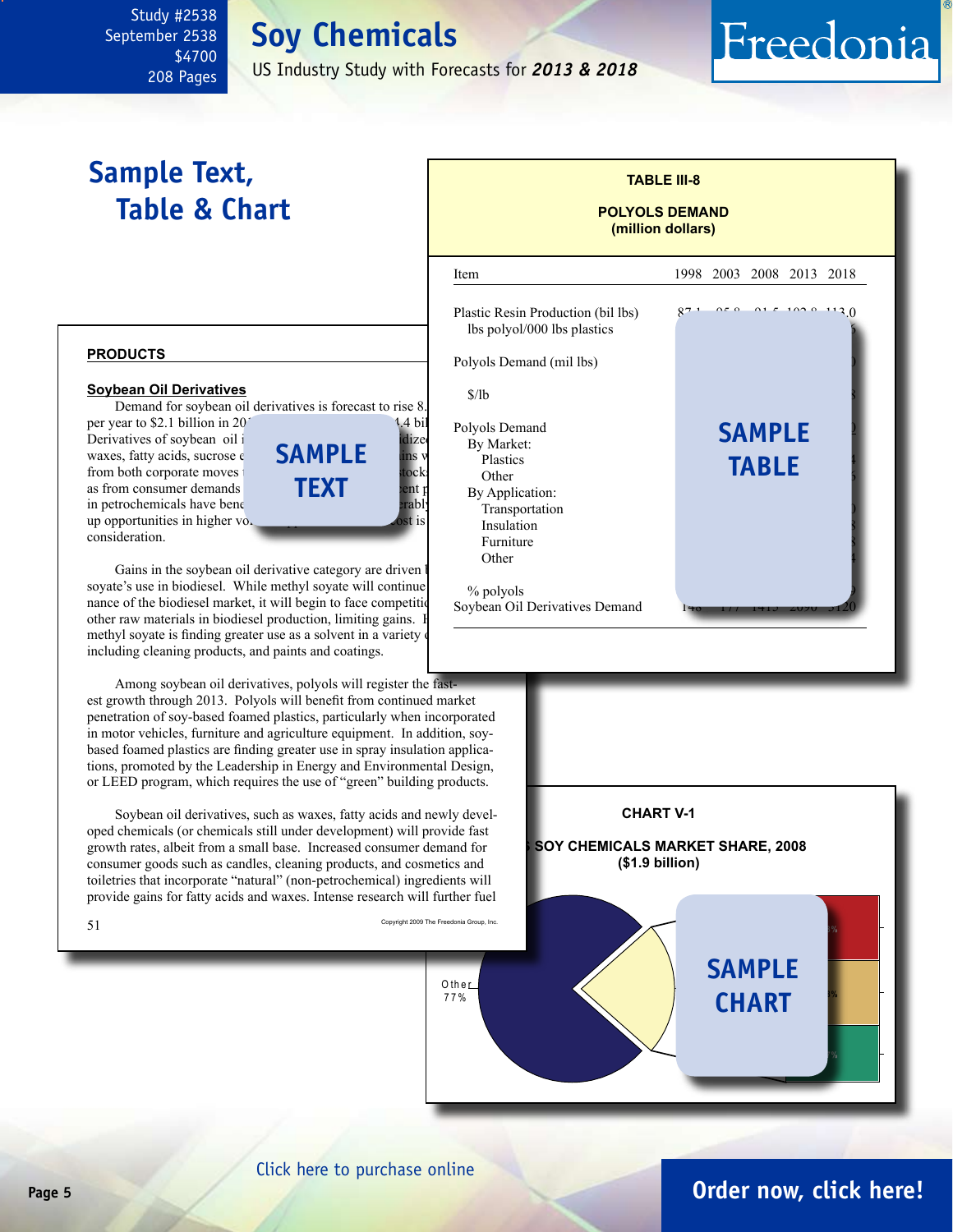# Soy Chemicals

US Industry Study with Forecasts for *2013 & 2018*

Study #2538
September 2538
$4700
208 Pages

## Sample Text, Table & Chart

**TABLE III-8**

**POLYOLS DEMAND**
**(million dollars)**

| Item | 1998 | 2003 | 2008 | 2013 | 2018 |
|---|---|---|---|---|---|
| Plastic Resin Production (bil lbs) | 87.1 | 95.8 | 91.5 | 102.8 | 113.0 |
| lbs polyol/000 lbs plastics | | | | | |
| Polyols Demand (mil lbs) | | | | | |
| $/lb | | | | | |
| Polyols Demand | | | | | |
| By Market: | | | | | |
| Plastics | | | | | |
| Other | | | | | |
| By Application: | | | | | |
| Transportation | | | | | |
| Insulation | | | | | |
| Furniture | | | | | |
| Other | | | | | |
| % polyols | | | | | |
| Soybean Oil Derivatives Demand | 148 | 177 | 1415 | 2090 | 3120 |

SAMPLE TABLE

**PRODUCTS**

**Soybean Oil Derivatives**

Demand for soybean oil derivatives is forecast to rise 8. per year to $2.1 billion in 20 4.4 bil Derivatives of soybean oil i idize waxes, fatty acids, sucrose e ins w from both corporate moves t stock as from consumer demands ent p in petrochemicals have bene rabl up opportunities in higher vo. ost is consideration.

SAMPLE TEXT

Gains in the soybean oil derivative category are driven l soyate's use in biodiesel. While methyl soyate will continue nance of the biodiesel market, it will begin to face competitio other raw materials in biodiesel production, limiting gains. I methyl soyate is finding greater use as a solvent in a variety o including cleaning products, and paints and coatings.

Among soybean oil derivatives, polyols will register the fastest growth through 2013. Polyols will benefit from continued market penetration of soy-based foamed plastics, particularly when incorporated in motor vehicles, furniture and agriculture equipment. In addition, soy-based foamed plastics are finding greater use in spray insulation applications, promoted by the Leadership in Energy and Environmental Design, or LEED program, which requires the use of "green" building products.

Soybean oil derivatives, such as waxes, fatty acids and newly developed chemicals (or chemicals still under development) will provide fast growth rates, albeit from a small base. Increased consumer demand for consumer goods such as candles, cleaning products, and cosmetics and toiletries that incorporate "natural" (non-petrochemical) ingredients will provide gains for fatty acids and waxes. Intense research will further fuel

Copyright 2009 The Freedonia Group, Inc.

**CHART V-1**

**SOY CHEMICALS MARKET SHARE, 2008**
**($1.9 billion)**

Other
77%

SAMPLE CHART

Click here to purchase online

**Order now, click here!**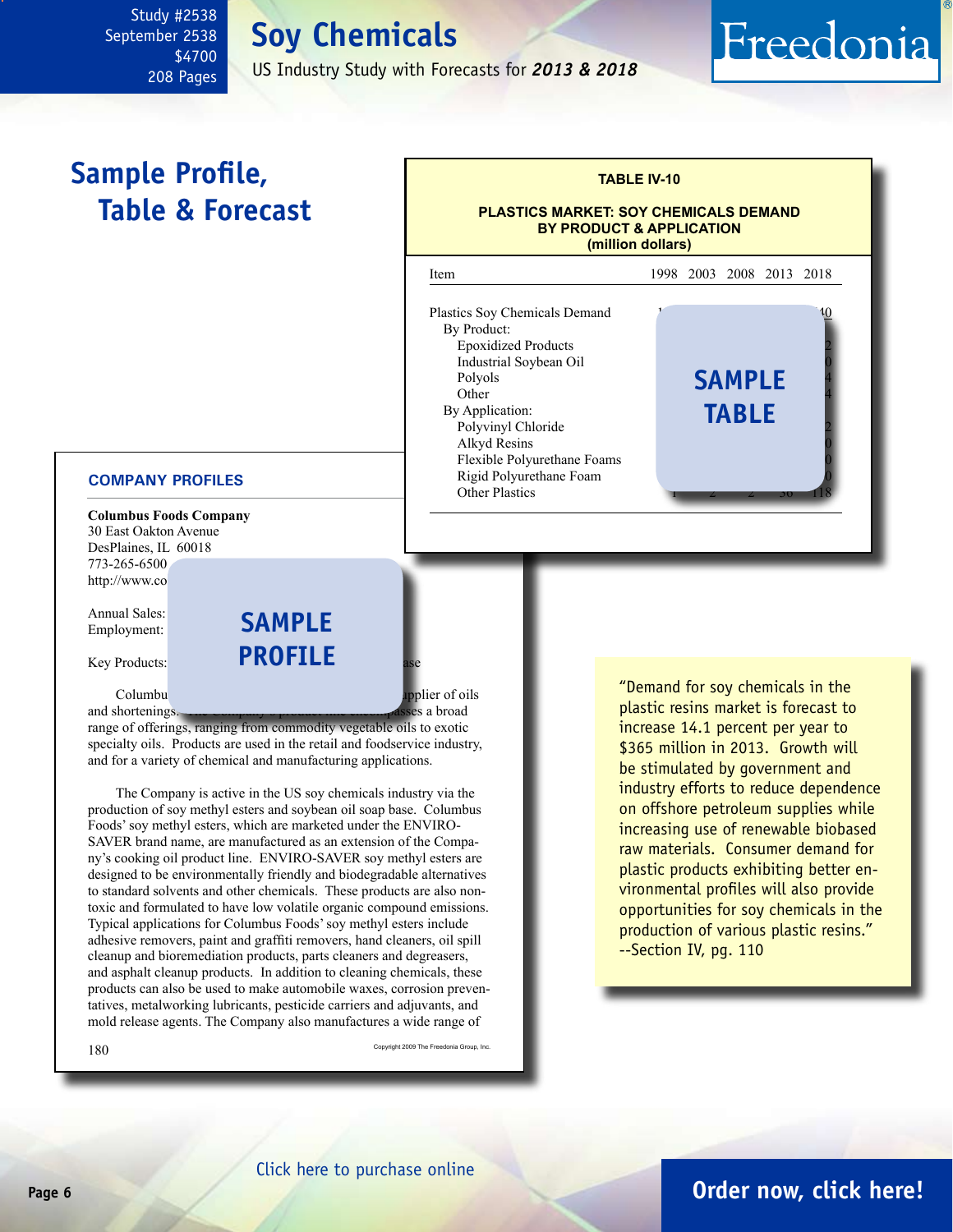Study #2538
September 2538
$4700
208 Pages

# Soy Chemicals

US Industry Study with Forecasts for ***2013 & 2018***

Freedonia

## Sample Profile, Table & Forecast

**TABLE IV-10**

**PLASTICS MARKET: SOY CHEMICALS DEMAND BY PRODUCT & APPLICATION (million dollars)**

| Item | 1998 | 2003 | 2008 | 2013 | 2018 |
|---|---|---|---|---|---|
| Plastics Soy Chemicals Demand | | | | | |
| By Product: | | | | | |
| Epoxidized Products | | | | | |
| Industrial Soybean Oil | | | | | |
| Polyols | | | | | |
| Other | | | | | |
| By Application: | | | | | |
| Polyvinyl Chloride | | | | | |
| Alkyd Resins | | | | | |
| Flexible Polyurethane Foams | | | | | |
| Rigid Polyurethane Foam | | | | | |
| Other Plastics | | | | | 118 |

SAMPLE TABLE

**COMPANY PROFILES**

**Columbus Foods Company**
30 East Oakton Avenue
DesPlaines, IL 60018
773-265-6500
http://www.co

Annual Sales:
Employment:

Key Products:

SAMPLE PROFILE

Columbu... applier of oils and shortenings. ...asses a broad range of offerings, ranging from commodity vegetable oils to exotic specialty oils. Products are used in the retail and foodservice industry, and for a variety of chemical and manufacturing applications.

The Company is active in the US soy chemicals industry via the production of soy methyl esters and soybean oil soap base. Columbus Foods' soy methyl esters, which are marketed under the ENVIRO-SAVER brand name, are manufactured as an extension of the Company's cooking oil product line. ENVIRO-SAVER soy methyl esters are designed to be environmentally friendly and biodegradable alternatives to standard solvents and other chemicals. These products are also non-toxic and formulated to have low volatile organic compound emissions. Typical applications for Columbus Foods' soy methyl esters include adhesive removers, paint and graffiti removers, hand cleaners, oil spill cleanup and bioremediation products, parts cleaners and degreasers, and asphalt cleanup products. In addition to cleaning chemicals, these products can also be used to make automobile waxes, corrosion preventatives, metalworking lubricants, pesticide carriers and adjuvants, and mold release agents. The Company also manufactures a wide range of

Copyright 2009 The Freedonia Group, Inc.

"Demand for soy chemicals in the plastic resins market is forecast to increase 14.1 percent per year to $365 million in 2013. Growth will be stimulated by government and industry efforts to reduce dependence on offshore petroleum supplies while increasing use of renewable biobased raw materials. Consumer demand for plastic products exhibiting better environmental profiles will also provide opportunities for soy chemicals in the production of various plastic resins." --Section IV, pg. 110

Click here to purchase online

**Order now, click here!**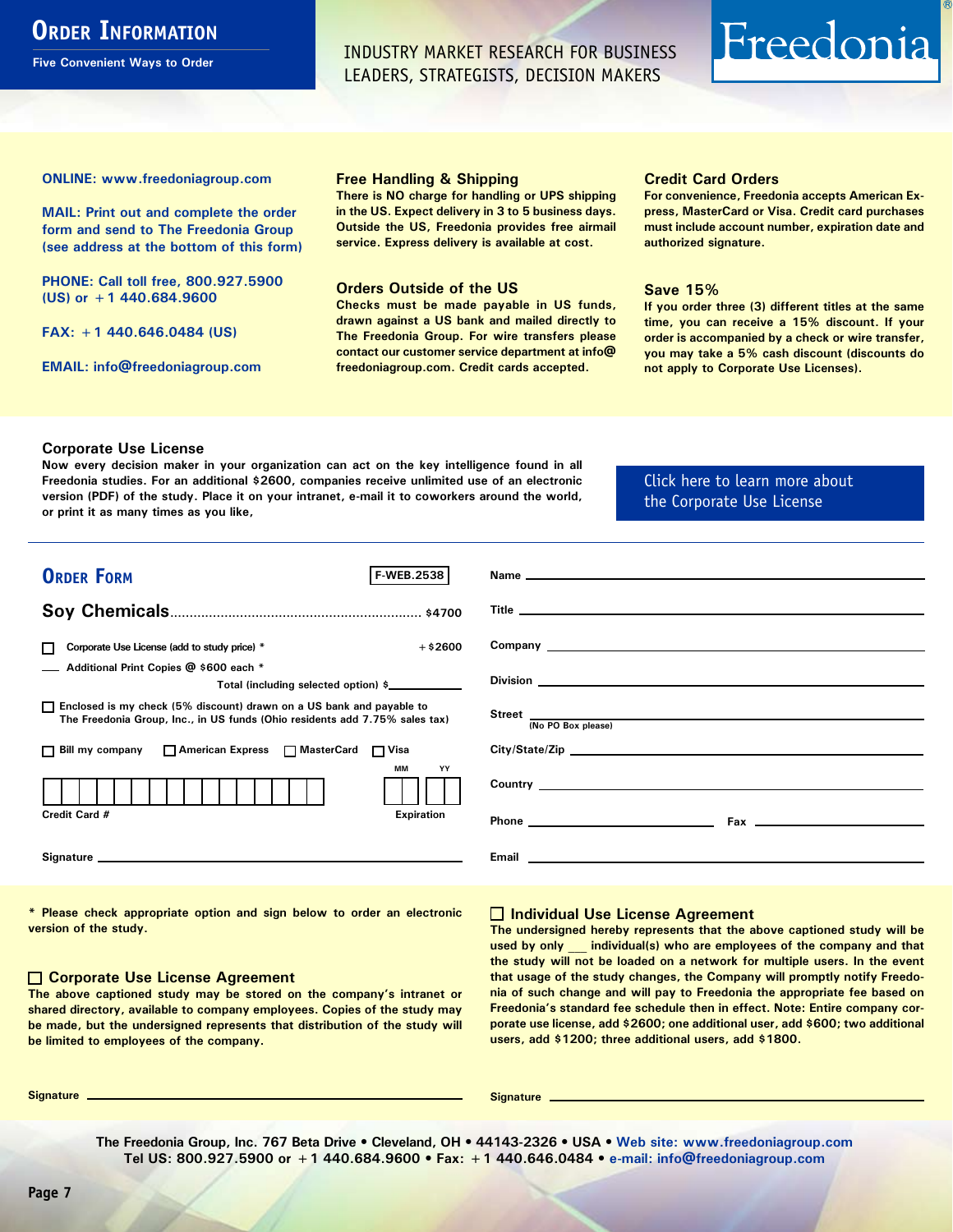# Order Information

Five Convenient Ways to Order

INDUSTRY MARKET RESEARCH FOR BUSINESS LEADERS, STRATEGISTS, DECISION MAKERS

Freedonia®

**ONLINE: www.freedoniagroup.com**

**MAIL: Print out and complete the order form and send to The Freedonia Group (see address at the bottom of this form)**

**PHONE: Call toll free, 800.927.5900 (US) or +1 440.684.9600**

**FAX: +1 440.646.0484 (US)**

**EMAIL: info@freedoniagroup.com**

### Free Handling & Shipping

There is NO charge for handling or UPS shipping in the US. Expect delivery in 3 to 5 business days. Outside the US, Freedonia provides free airmail service. Express delivery is available at cost.

### Orders Outside of the US

Checks must be made payable in US funds, drawn against a US bank and mailed directly to The Freedonia Group. For wire transfers please contact our customer service department at info@freedoniagroup.com. Credit cards accepted.

### Credit Card Orders

For convenience, Freedonia accepts American Express, MasterCard or Visa. Credit card purchases must include account number, expiration date and authorized signature.

### Save 15%

If you order three (3) different titles at the same time, you can receive a 15% discount. If your order is accompanied by a check or wire transfer, you may take a 5% cash discount (discounts do not apply to Corporate Use Licenses).

### Corporate Use License

Now every decision maker in your organization can act on the key intelligence found in all Freedonia studies. For an additional $2600, companies receive unlimited use of an electronic version (PDF) of the study. Place it on your intranet, e-mail it to coworkers around the world, or print it as many times as you like,

Click here to learn more about the Corporate Use License

## Order Form

F-WEB.2538

**Soy Chemicals** ................................................................ $4700

☐ Corporate Use License (add to study price) * +$2600

___ Additional Print Copies @ $600 each *

Total (including selected option) $___________

☐ Enclosed is my check (5% discount) drawn on a US bank and payable to The Freedonia Group, Inc., in US funds (Ohio residents add 7.75% sales tax)

☐ Bill my company ☐ American Express ☐ MasterCard ☐ Visa

Credit Card # ____________________ Expiration MM YY

Signature ____________________

Name ____________________

Title ____________________

Company ____________________

Division ____________________

Street ____________________ (No PO Box please)

City/State/Zip ____________________

Country ____________________

Phone ____________________ Fax ____________________

Email ____________________

\* Please check appropriate option and sign below to order an electronic version of the study.

### ☐ Corporate Use License Agreement

The above captioned study may be stored on the company's intranet or shared directory, available to company employees. Copies of the study may be made, but the undersigned represents that distribution of the study will be limited to employees of the company.

Signature ____________________

### ☐ Individual Use License Agreement

The undersigned hereby represents that the above captioned study will be used by only ___ individual(s) who are employees of the company and that the study will not be loaded on a network for multiple users. In the event that usage of the study changes, the Company will promptly notify Freedonia of such change and will pay to Freedonia the appropriate fee based on Freedonia's standard fee schedule then in effect. Note: Entire company corporate use license, add $2600; one additional user, add $600; two additional users, add $1200; three additional users, add $1800.

Signature ____________________

The Freedonia Group, Inc. 767 Beta Drive • Cleveland, OH • 44143-2326 • USA • Web site: www.freedoniagroup.com
Tel US: 800.927.5900 or +1 440.684.9600 • Fax: +1 440.646.0484 • e-mail: info@freedoniagroup.com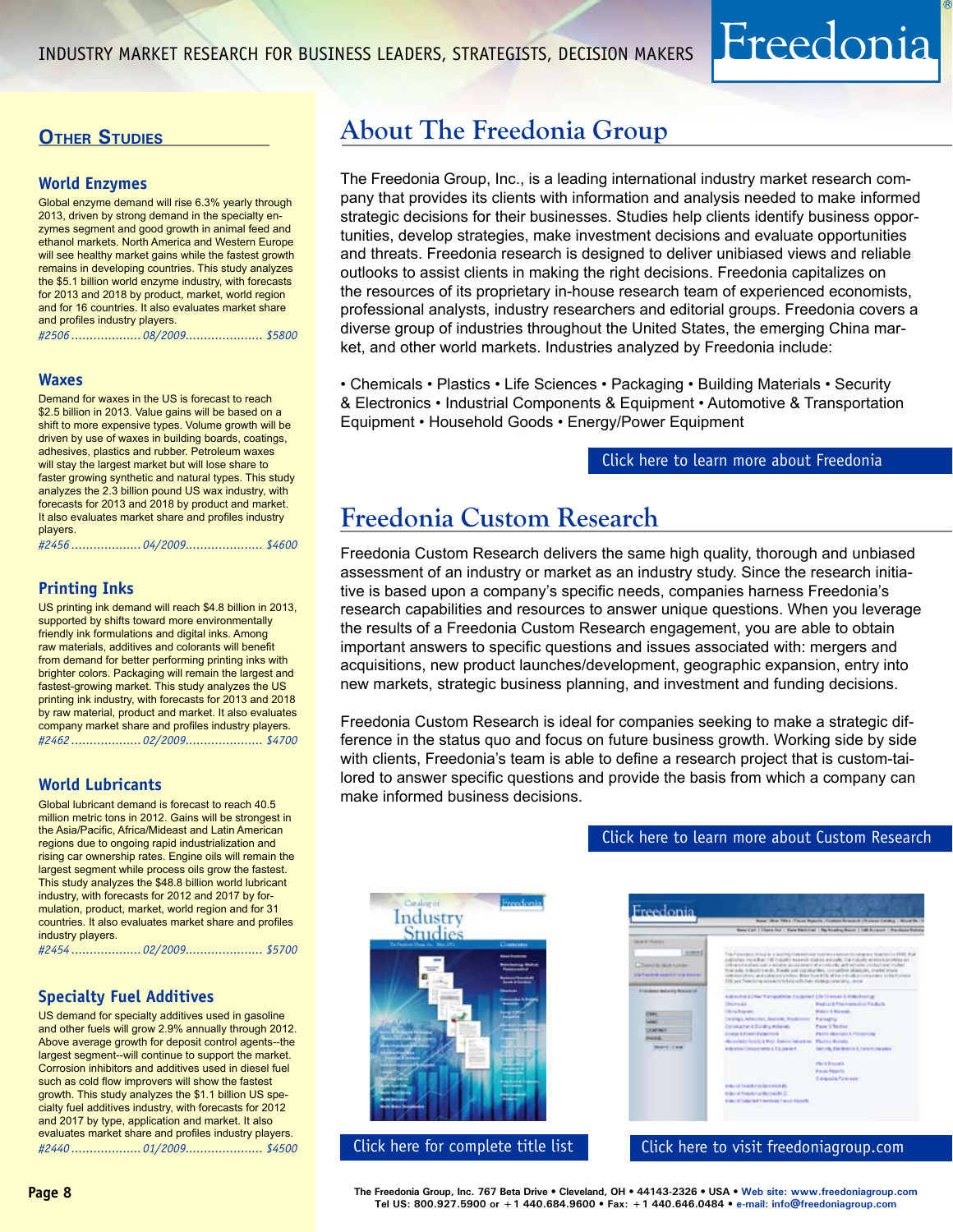## Other Studies

### World Enzymes

Global enzyme demand will rise 6.3% yearly through 2013, driven by strong demand in the specialty enzymes segment and good growth in animal feed and ethanol markets. North America and Western Europe will see healthy market gains while the fastest growth remains in developing countries. This study analyzes the $5.1 billion world enzyme industry, with forecasts for 2013 and 2018 by product, market, world region and for 16 countries. It also evaluates market share and profiles industry players.

*#2506 ................... 08/2009..................... $5800*

### Waxes

Demand for waxes in the US is forecast to reach $2.5 billion in 2013. Value gains will be based on a shift to more expensive types. Volume growth will be driven by use of waxes in building boards, coatings, adhesives, plastics and rubber. Petroleum waxes will stay the largest market but will lose share to faster growing synthetic and natural types. This study analyzes the 2.3 billion pound US wax industry, with forecasts for 2013 and 2018 by product and market. It also evaluates market share and profiles industry players.

*#2456 ................... 04/2009..................... $4600*

### Printing Inks

US printing ink demand will reach $4.8 billion in 2013, supported by shifts toward more environmentally friendly ink formulations and digital inks. Among raw materials, additives and colorants will benefit from demand for better performing printing inks with brighter colors. Packaging will remain the largest and fastest-growing market. This study analyzes the US printing ink industry, with forecasts for 2013 and 2018 by raw material, product and market. It also evaluates company market share and profiles industry players.

*#2462 ................... 02/2009..................... $4700*

### World Lubricants

Global lubricant demand is forecast to reach 40.5 million metric tons in 2012. Gains will be strongest in the Asia/Pacific, Africa/Mideast and Latin American regions due to ongoing rapid industrialization and rising car ownership rates. Engine oils will remain the largest segment while process oils grow the fastest. This study analyzes the $48.8 billion world lubricant industry, with forecasts for 2012 and 2017 by formulation, product, market, world region and for 31 countries. It also evaluates market share and profiles industry players.

*#2454 ................... 02/2009..................... $5700*

### Specialty Fuel Additives

US demand for specialty additives used in gasoline and other fuels will grow 2.9% yearly through 2012. Above average growth for deposit control agents--the largest segment--will continue to support the market. Corrosion inhibitors and additives used in diesel fuel such as cold flow improvers will show the fastest growth. This study analyzes the $1.1 billion US specialty fuel additives industry, with forecasts for 2012 and 2017 by type, application and market. It also evaluates market share and profiles industry players.

*#2440 ................... 01/2009..................... $4500*

## About The Freedonia Group

The Freedonia Group, Inc., is a leading international industry market research company that provides its clients with information and analysis needed to make informed strategic decisions for their businesses. Studies help clients identify business opportunities, develop strategies, make investment decisions and evaluate opportunities and threats. Freedonia research is designed to deliver unibiased views and reliable outlooks to assist clients in making the right decisions. Freedonia capitalizes on the resources of its proprietary in-house research team of experienced economists, professional analysts, industry researchers and editorial groups. Freedonia covers a diverse group of industries throughout the United States, the emerging China market, and other world markets. Industries analyzed by Freedonia include:

• Chemicals • Plastics • Life Sciences • Packaging • Building Materials • Security & Electronics • Industrial Components & Equipment • Automotive & Transportation Equipment • Household Goods • Energy/Power Equipment

Click here to learn more about Freedonia

## Freedonia Custom Research

Freedonia Custom Research delivers the same high quality, thorough and unbiased assessment of an industry or market as an industry study. Since the research initiative is based upon a company's specific needs, companies harness Freedonia's research capabilities and resources to answer unique questions. When you leverage the results of a Freedonia Custom Research engagement, you are able to obtain important answers to specific questions and issues associated with: mergers and acquisitions, new product launches/development, geographic expansion, entry into new markets, strategic business planning, and investment and funding decisions.

Freedonia Custom Research is ideal for companies seeking to make a strategic difference in the status quo and focus on future business growth. Working side by side with clients, Freedonia's team is able to define a research project that is custom-tailored to answer specific questions and provide the basis from which a company can make informed business decisions.

Click here to learn more about Custom Research

Click here for complete title list

Click here to visit freedoniagroup.com

**The Freedonia Group, Inc. 767 Beta Drive • Cleveland, OH • 44143-2326 • USA • Web site: www.freedoniagroup.com**
**Tel US: 800.927.5900 or +1 440.684.9600 • Fax: +1 440.646.0484 • e-mail: info@freedoniagroup.com**